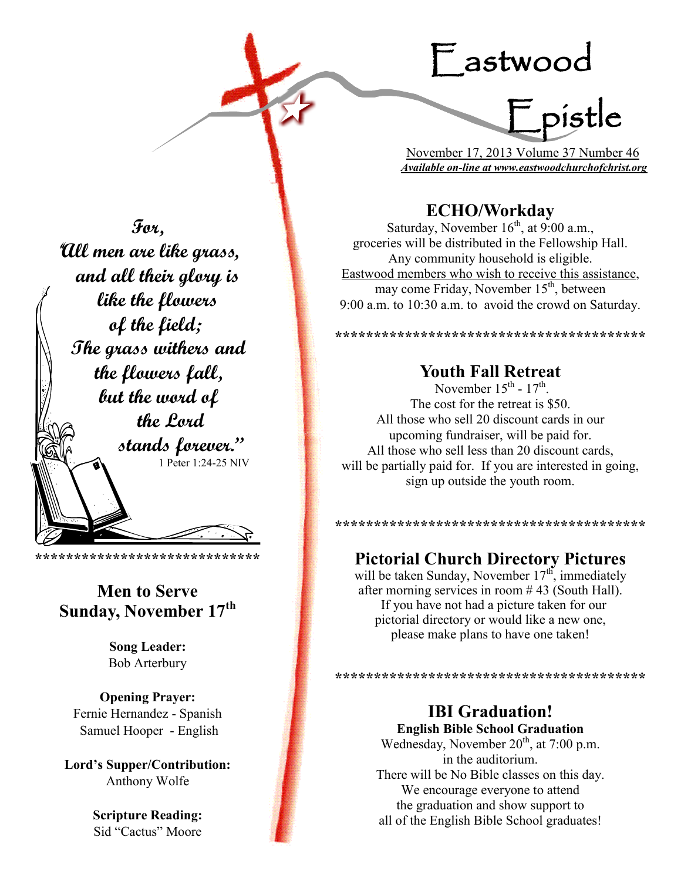# Eastwood Epistle

November 17, 2013 Volume 37 Number 46

***Available on-line at www.eastwoodchurchofchrist.org***

**For,**
**"All men are like grass,**
**and all their glory is**
**like the flowers**
**of the field;**
**The grass withers and**
**the flowers fall,**
**but the word of**
**the Lord**
**stands forever."**
1 Peter 1:24-25 NIV

*****************************

## Men to Serve Sunday, November 17th

**Song Leader:**
Bob Arterbury

**Opening Prayer:**
Fernie Hernandez - Spanish
Samuel Hooper - English

**Lord's Supper/Contribution:**
Anthony Wolfe

**Scripture Reading:**
Sid "Cactus" Moore

## ECHO/Workday

Saturday, November 16th, at 9:00 a.m., groceries will be distributed in the Fellowship Hall. Any community household is eligible. Eastwood members who wish to receive this assistance, may come Friday, November 15th, between 9:00 a.m. to 10:30 a.m. to avoid the crowd on Saturday.

****************************************

## Youth Fall Retreat

November 15th - 17th.
The cost for the retreat is $50.
All those who sell 20 discount cards in our upcoming fundraiser, will be paid for.
All those who sell less than 20 discount cards, will be partially paid for. If you are interested in going, sign up outside the youth room.

****************************************

## Pictorial Church Directory Pictures

will be taken Sunday, November 17th, immediately after morning services in room # 43 (South Hall).
If you have not had a picture taken for our pictorial directory or would like a new one, please make plans to have one taken!

****************************************

## IBI Graduation!

**English Bible School Graduation**

Wednesday, November 20th, at 7:00 p.m. in the auditorium.
There will be No Bible classes on this day.
We encourage everyone to attend the graduation and show support to all of the English Bible School graduates!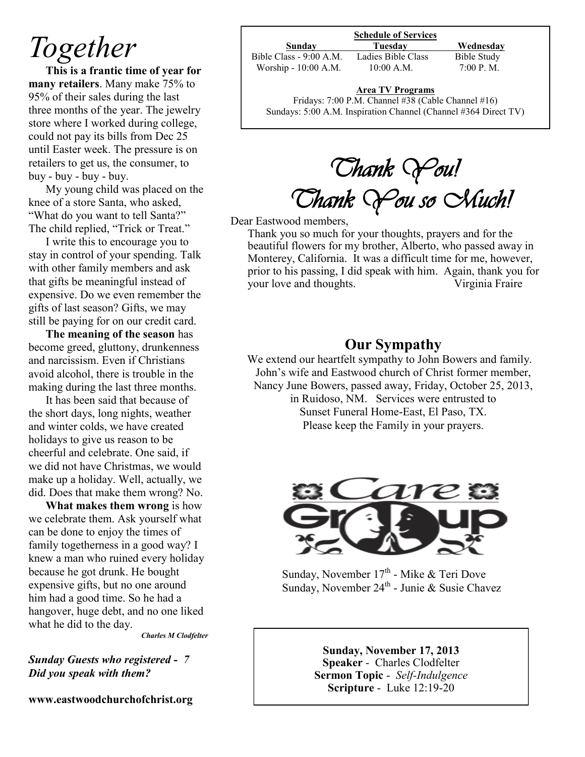# *Together*

**This is a frantic time of year for many retailers**. Many make 75% to 95% of their sales during the last three months of the year. The jewelry store where I worked during college, could not pay its bills from Dec 25 until Easter week. The pressure is on retailers to get us, the consumer, to buy - buy - buy - buy.

My young child was placed on the knee of a store Santa, who asked, "What do you want to tell Santa?" The child replied, "Trick or Treat."

I write this to encourage you to stay in control of your spending. Talk with other family members and ask that gifts be meaningful instead of expensive. Do we even remember the gifts of last season? Gifts, we may still be paying for on our credit card.

**The meaning of the season** has become greed, gluttony, drunkenness and narcissism. Even if Christians avoid alcohol, there is trouble in the making during the last three months.

It has been said that because of the short days, long nights, weather and winter colds, we have created holidays to give us reason to be cheerful and celebrate. One said, if we did not have Christmas, we would make up a holiday. Well, actually, we did. Does that make them wrong? No.

**What makes them wrong** is how we celebrate them. Ask yourself what can be done to enjoy the times of family togetherness in a good way? I knew a man who ruined every holiday because he got drunk. He bought expensive gifts, but no one around him had a good time. So he had a hangover, huge debt, and no one liked what he did to the day.

***Charles M Clodfelter***

***Sunday Guests who registered - 7***
***Did you speak with them?***

**www.eastwoodchurchofchrist.org**

**Schedule of Services**

| Sunday | Tuesday | Wednesday |
|---|---|---|
| Bible Class - 9:00 A.M. | Ladies Bible Class | Bible Study |
| Worship - 10:00 A.M. | 10:00 A.M. | 7:00 P. M. |

**Area TV Programs**

Fridays: 7:00 P.M. Channel #38 (Cable Channel #16)
Sundays: 5:00 A.M. Inspiration Channel (Channel #364 Direct TV)

## *Thank You!*
## *Thank You so Much!*

Dear Eastwood members,

Thank you so much for your thoughts, prayers and for the beautiful flowers for my brother, Alberto, who passed away in Monterey, California. It was a difficult time for me, however, prior to his passing, I did speak with him. Again, thank you for your love and thoughts. Virginia Fraire

## Our Sympathy

We extend our heartfelt sympathy to John Bowers and family. John's wife and Eastwood church of Christ former member, Nancy June Bowers, passed away, Friday, October 25, 2013, in Ruidoso, NM. Services were entrusted to Sunset Funeral Home-East, El Paso, TX. Please keep the Family in your prayers.

## Care Group

Sunday, November 17th - Mike & Teri Dove
Sunday, November 24th - Junie & Susie Chavez

**Sunday, November 17, 2013**
**Speaker** - Charles Clodfelter
**Sermon Topic** - *Self-Indulgence*
**Scripture** - Luke 12:19-20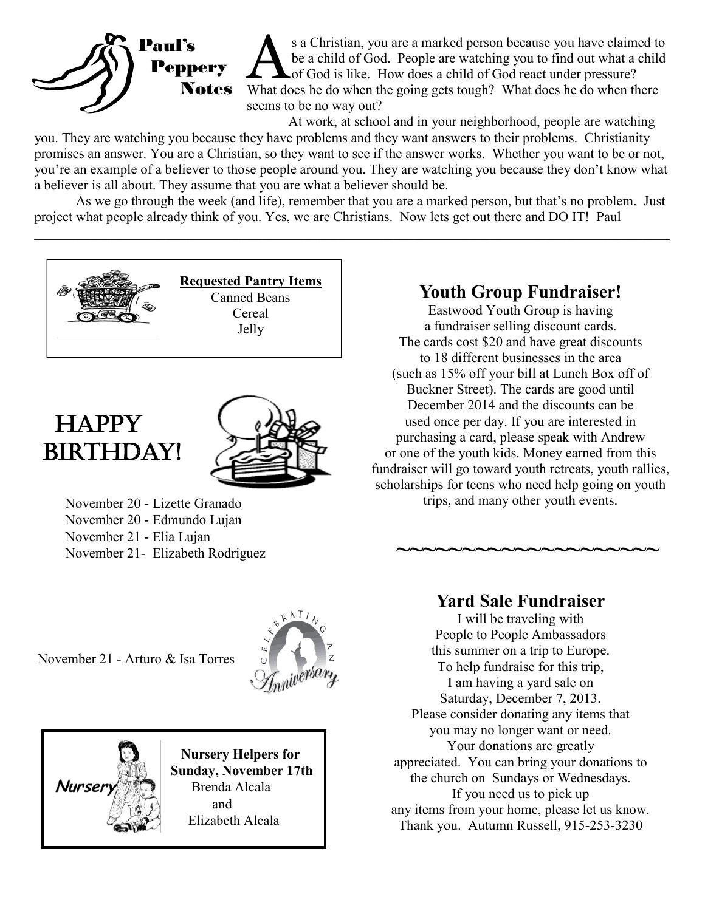# Paul's Peppery Notes

As a Christian, you are a marked person because you have claimed to be a child of God. People are watching you to find out what a child of God is like. How does a child of God react under pressure? What does he do when the going gets tough? What does he do when there seems to be no way out?

At work, at school and in your neighborhood, people are watching you. They are watching you because they have problems and they want answers to their problems. Christianity promises an answer. You are a Christian, so they want to see if the answer works. Whether you want to be or not, you're an example of a believer to those people around you. They are watching you because they don't know what a believer is all about. They assume that you are what a believer should be.

As we go through the week (and life), remember that you are a marked person, but that's no problem. Just project what people already think of you. Yes, we are Christians. Now lets get out there and DO IT! Paul

---

**Requested Pantry Items**

Canned Beans
Cereal
Jelly

## HAPPY BIRTHDAY!

November 20 - Lizette Granado
November 20 - Edmundo Lujan
November 21 - Elia Lujan
November 21- Elizabeth Rodriguez

Celebrating an Anniversary

November 21 - Arturo & Isa Torres

**Nursery Helpers for Sunday, November 17th**

Brenda Alcala
and
Elizabeth Alcala

## Youth Group Fundraiser!

Eastwood Youth Group is having a fundraiser selling discount cards. The cards cost $20 and have great discounts to 18 different businesses in the area (such as 15% off your bill at Lunch Box off of Buckner Street). The cards are good until December 2014 and the discounts can be used once per day. If you are interested in purchasing a card, please speak with Andrew or one of the youth kids. Money earned from this fundraiser will go toward youth retreats, youth rallies, scholarships for teens who need help going on youth trips, and many other youth events.

~~~~~~~~~~~~~~~~~~~~~

## Yard Sale Fundraiser

I will be traveling with People to People Ambassadors this summer on a trip to Europe. To help fundraise for this trip, I am having a yard sale on Saturday, December 7, 2013. Please consider donating any items that you may no longer want or need. Your donations are greatly appreciated. You can bring your donations to the church on Sundays or Wednesdays. If you need us to pick up any items from your home, please let us know. Thank you. Autumn Russell, 915-253-3230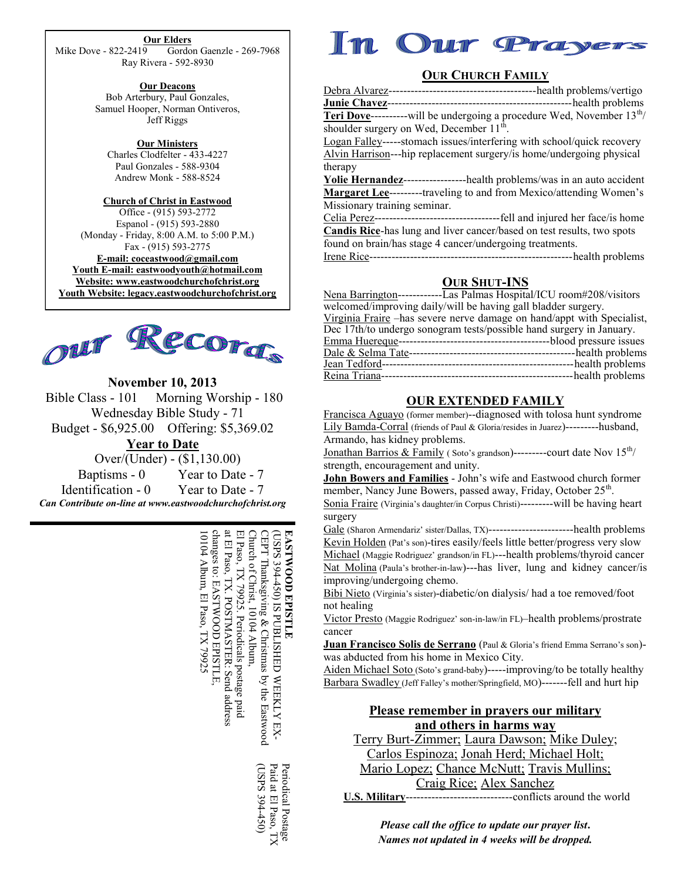**Our Elders**

Mike Dove - 822-2419 Gordon Gaenzle - 269-7968
Ray Rivera - 592-8930

**Our Deacons**

Bob Arterbury, Paul Gonzales, Samuel Hooper, Norman Ontiveros, Jeff Riggs

**Our Ministers**

Charles Clodfelter - 433-4227
Paul Gonzales - 588-9304
Andrew Monk - 588-8524

**Church of Christ in Eastwood**

Office - (915) 593-2772
Espanol - (915) 593-2880
(Monday - Friday, 8:00 A.M. to 5:00 P.M.)
Fax - (915) 593-2775
**E-mail: coceastwood@gmail.com**
**Youth E-mail: eastwoodyouth@hotmail.com**
**Website: www.eastwoodchurchofchrist.org**
**Youth Website: legacy.eastwoodchurchofchrist.org**

# Our Records

**November 10, 2013**

Bible Class - 101 Morning Worship - 180
Wednesday Bible Study - 71
Budget - $6,925.00 Offering: $5,369.02

**Year to Date**

Over/(Under) - ($1,130.00)
Baptisms - 0 Year to Date - 7
Identification - 0 Year to Date - 7

***Can Contribute on-line at www.eastwoodchurchofchrist.org***

**EASTWOOD EPISTLE** (USPS 394-450) IS PUBLISHED WEEKLY EXCEPT Thanksgiving & Christmas by the Eastwood Church of Christ, 10104 Album, El Paso, TX 79925. Periodicals postage paid at El Paso, TX. POSTMASTER: Send address changes to: EASTWOOD EPISTLE, 10104 Album, El Paso, TX 79925

Periodical Postage
Paid at El Paso, TX
(USPS 394-450)

# In Our Prayers

## Our Church Family

Debra Alvarez----------------------------------------health problems/vertigo
**Junie Chavez**--------------------------------------------health problems
**Teri Dove**----------will be undergoing a procedure Wed, November 13th/ shoulder surgery on Wed, December 11th.
Logan Falley-----stomach issues/interfering with school/quick recovery
Alvin Harrison---hip replacement surgery/is home/undergoing physical therapy
**Yolie Hernandez**-----------------health problems/was in an auto accident
**Margaret Lee**---------traveling to and from Mexico/attending Women's Missionary training seminar.
Celia Perez----------------------------------fell and injured her face/is home
**Candis Rice**-has lung and liver cancer/based on test results, two spots found on brain/has stage 4 cancer/undergoing treatments.
Irene Rice-------------------------------------------------------health problems

## Our Shut-Ins

Nena Barrington------------Las Palmas Hospital/ICU room#208/visitors welcomed/improving daily/will be having gall bladder surgery.
Virginia Fraire –has severe nerve damage on hand/appt with Specialist, Dec 17th/to undergo sonogram tests/possible hand surgery in January.
Emma Huereque-----------------------------------------blood pressure issues
Dale & Selma Tate---------------------------------------------health problems
Jean Tedford----------------------------------------------------health problems
Reina Triana-----------------------------------------------------health problems

## OUR EXTENDED FAMILY

Francisca Aguayo (former member)--diagnosed with tolosa hunt syndrome
Lily Bamda-Corral (friends of Paul & Gloria/resides in Juarez)---------husband, Armando, has kidney problems.
Jonathan Barrios & Family ( Soto's grandson)---------court date Nov 15th/ strength, encouragement and unity.
**John Bowers and Families** - John's wife and Eastwood church former member, Nancy June Bowers, passed away, Friday, October 25th.
Sonia Fraire (Virginia's daughter/in Corpus Christi)---------will be having heart surgery
Gale (Sharon Armendariz' sister/Dallas, TX)-----------------------health problems
Kevin Holden (Pat's son)-tires easily/feels little better/progress very slow
Michael (Maggie Rodriguez' grandson/in FL)---health problems/thyroid cancer
Nat Molina (Paula's brother-in-law)---has liver, lung and kidney cancer/is improving/undergoing chemo.
Bibi Nieto (Virginia's sister)-diabetic/on dialysis/ had a toe removed/foot not healing
Victor Presto (Maggie Rodriguez' son-in-law/in FL)–health problems/prostrate cancer
**Juan Francisco Solis de Serrano** (Paul & Gloria's friend Emma Serrano's son)-was abducted from his home in Mexico City.
Aiden Michael Soto (Soto's grand-baby)-----improving/to be totally healthy
Barbara Swadley (Jeff Falley's mother/Springfield, MO)-------fell and hurt hip

**Please remember in prayers our military and others in harms way**

Terry Burt-Zimmer; Laura Dawson; Mike Duley; Carlos Espinoza; Jonah Herd; Michael Holt; Mario Lopez; Chance McNutt; Travis Mullins; Craig Rice; Alex Sanchez
**U.S. Military**----------------------------conflicts around the world

***Please call the office to update our prayer list. Names not updated in 4 weeks will be dropped.***